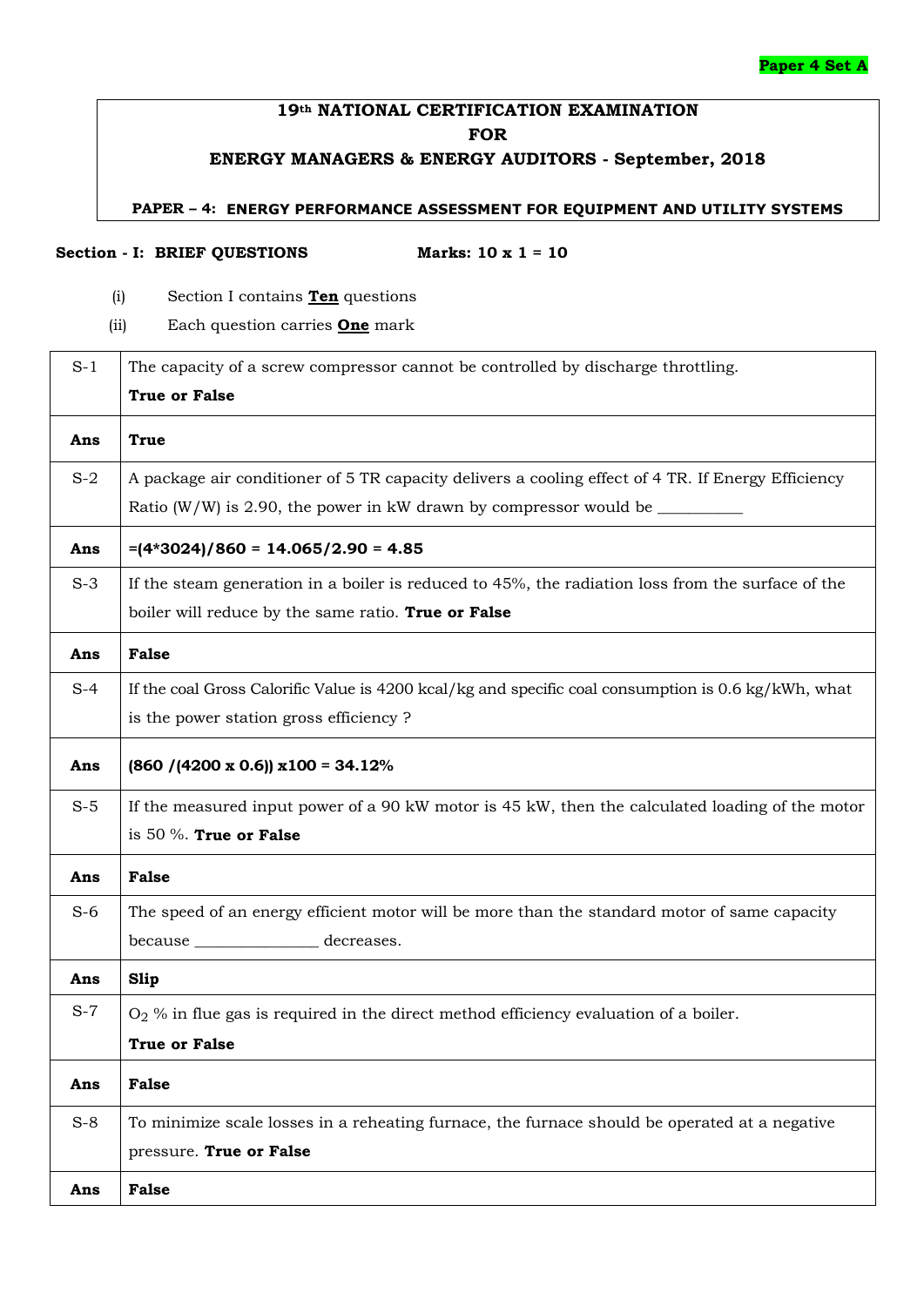**Paper 4 Set A**

# 19th NATIONAL CERTIFICATION EXAMINATION FOR ENERGY MANAGERS & ENERGY AUDITORS - September, 2018

## PAPER – 4: ENERGY PERFORMANCE ASSESSMENT FOR EQUIPMENT AND UTILITY SYSTEMS

**Section - I: BRIEF QUESTIONS** **Marks: 10 x 1 = 10**

(i) Section I contains **Ten** questions

(ii) Each question carries **One** mark

| | |
|---|---|
| S-1 | The capacity of a screw compressor cannot be controlled by discharge throttling. **True or False** |
| **Ans** | **True** |
| S-2 | A package air conditioner of 5 TR capacity delivers a cooling effect of 4 TR. If Energy Efficiency Ratio (W/W) is 2.90, the power in kW drawn by compressor would be __________ |
| **Ans** | **=(4*3024)/860 = 14.065/2.90 = 4.85** |
| S-3 | If the steam generation in a boiler is reduced to 45%, the radiation loss from the surface of the boiler will reduce by the same ratio. **True or False** |
| **Ans** | **False** |
| S-4 | If the coal Gross Calorific Value is 4200 kcal/kg and specific coal consumption is 0.6 kg/kWh, what is the power station gross efficiency ? |
| **Ans** | **(860 /(4200 x 0.6)) x100 = 34.12%** |
| S-5 | If the measured input power of a 90 kW motor is 45 kW, then the calculated loading of the motor is 50 %. **True or False** |
| **Ans** | **False** |
| S-6 | The speed of an energy efficient motor will be more than the standard motor of same capacity because _______________ decreases. |
| **Ans** | **Slip** |
| S-7 | $O_2$ % in flue gas is required in the direct method efficiency evaluation of a boiler. **True or False** |
| **Ans** | **False** |
| S-8 | To minimize scale losses in a reheating furnace, the furnace should be operated at a negative pressure. **True or False** |
| **Ans** | **False** |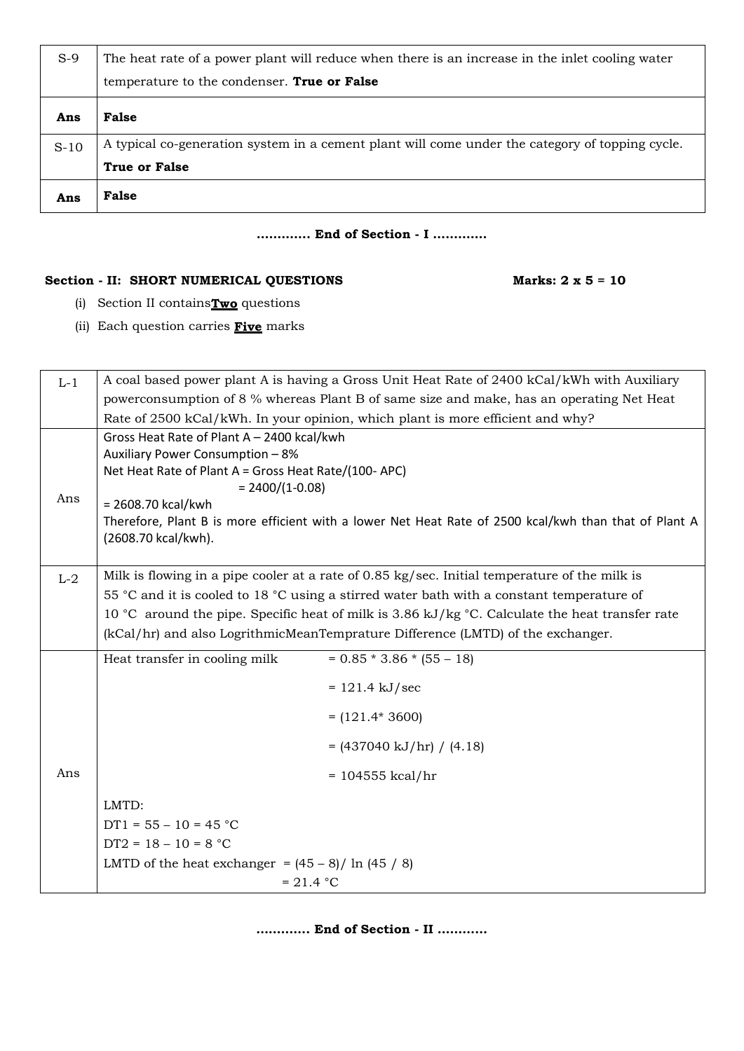| | |
|---|---|
| S-9 | The heat rate of a power plant will reduce when there is an increase in the inlet cooling water temperature to the condenser. **True or False** |
| **Ans** | **False** |
| S-10 | A typical co-generation system in a cement plant will come under the category of topping cycle. **True or False** |
| **Ans** | **False** |

**............ End of Section - I ............**

**Section - II: SHORT NUMERICAL QUESTIONS** **Marks: 2 x 5 = 10**

(i) Section II contains**Two** questions

(ii) Each question carries **Five** marks

| | |
|---|---|
| L-1 | A coal based power plant A is having a Gross Unit Heat Rate of 2400 kCal/kWh with Auxiliary powerconsumption of 8 % whereas Plant B of same size and make, has an operating Net Heat Rate of 2500 kCal/kWh. In your opinion, which plant is more efficient and why? |
| Ans | Gross Heat Rate of Plant A – 2400 kcal/kwh<br>Auxiliary Power Consumption – 8%<br>Net Heat Rate of Plant A = Gross Heat Rate/(100- APC)<br>= 2400/(1-0.08)<br>= 2608.70 kcal/kwh<br>Therefore, Plant B is more efficient with a lower Net Heat Rate of 2500 kcal/kwh than that of Plant A (2608.70 kcal/kwh). |
| L-2 | Milk is flowing in a pipe cooler at a rate of 0.85 kg/sec. Initial temperature of the milk is 55 °C and it is cooled to 18 °C using a stirred water bath with a constant temperature of 10 °C around the pipe. Specific heat of milk is 3.86 kJ/kg °C. Calculate the heat transfer rate (kCal/hr) and also LogrithmicMeanTemprature Difference (LMTD) of the exchanger. |
| Ans | Heat transfer in cooling milk = 0.85 * 3.86 * (55 – 18)<br>= 121.4 kJ/sec<br>= (121.4* 3600)<br>= (437040 kJ/hr) / (4.18)<br>= 104555 kcal/hr<br><br>LMTD:<br>DT1 = 55 – 10 = 45 °C<br>DT2 = 18 – 10 = 8 °C<br>LMTD of the heat exchanger = (45 – 8)/ ln (45 / 8)<br>= 21.4 °C |

**............ End of Section - II ............**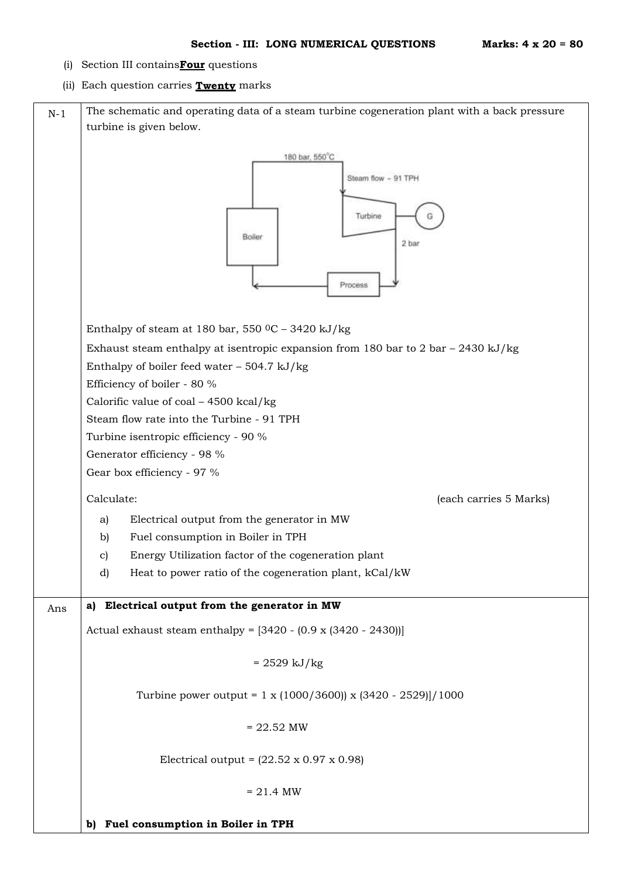### Section - III: LONG NUMERICAL QUESTIONS — Marks: 4 x 20 = 80

(i) Section III contains **Four** questions

(ii) Each question carries **Twenty** marks

**N-1** The schematic and operating data of a steam turbine cogeneration plant with a back pressure turbine is given below.

Enthalpy of steam at 180 bar, 550 $^0$C – 3420 kJ/kg

Exhaust steam enthalpy at isentropic expansion from 180 bar to 2 bar – 2430 kJ/kg

Enthalpy of boiler feed water – 504.7 kJ/kg

Efficiency of boiler - 80 %

Calorific value of coal – 4500 kcal/kg

Steam flow rate into the Turbine - 91 TPH

Turbine isentropic efficiency - 90 %

Generator efficiency - 98 %

Gear box efficiency - 97 %

Calculate: (each carries 5 Marks)

a) Electrical output from the generator in MW

b) Fuel consumption in Boiler in TPH

c) Energy Utilization factor of the cogeneration plant

d) Heat to power ratio of the cogeneration plant, kCal/kW

**Ans**

**a) Electrical output from the generator in MW**

Actual exhaust steam enthalpy = [3420 - (0.9 x (3420 - 2430))]

= 2529 kJ/kg

Turbine power output = 1 x (1000/3600)) x (3420 - 2529)]/1000

= 22.52 MW

Electrical output = (22.52 x 0.97 x 0.98)

= 21.4 MW

**b) Fuel consumption in Boiler in TPH**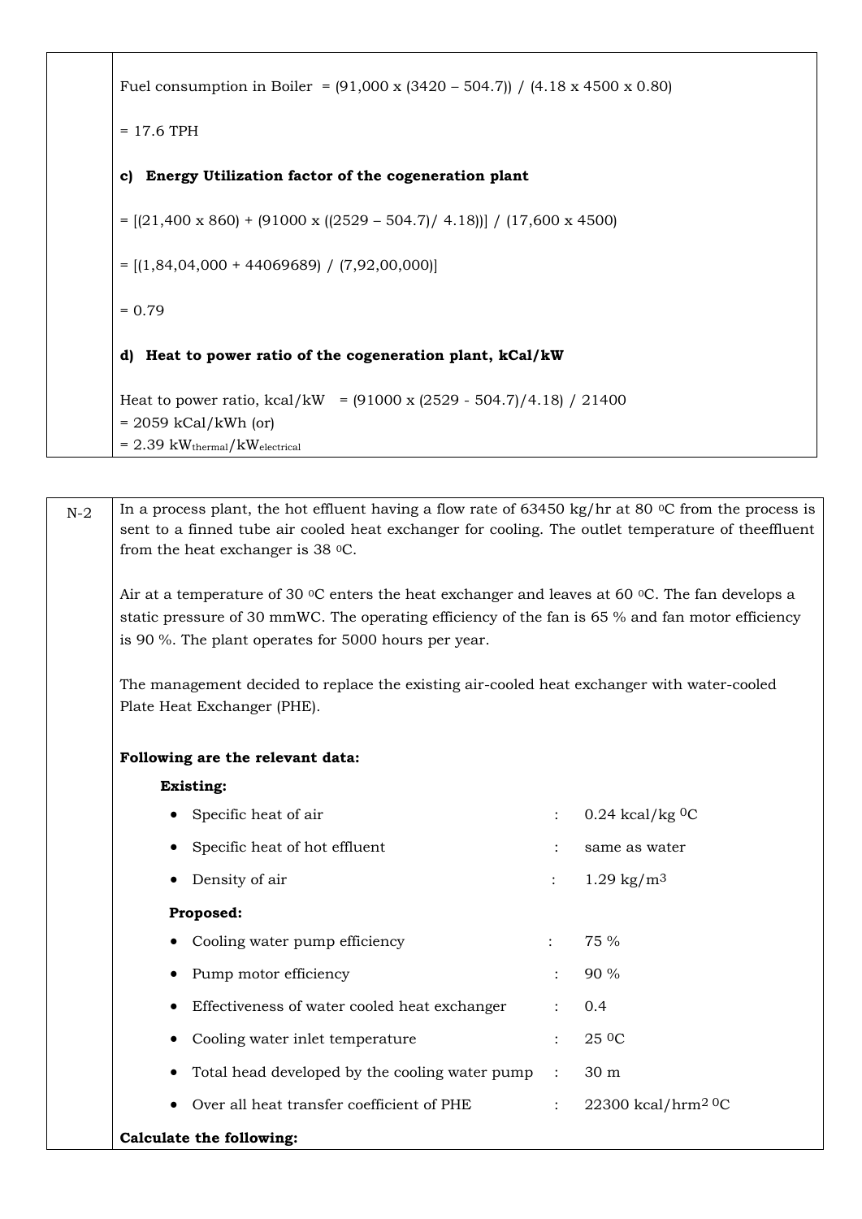Fuel consumption in Boiler = (91,000 x (3420 – 504.7)) / (4.18 x 4500 x 0.80)

= 17.6 TPH

**c) Energy Utilization factor of the cogeneration plant**

= [(21,400 x 860) + (91000 x ((2529 – 504.7)/ 4.18))] / (17,600 x 4500)

= [(1,84,04,000 + 44069689) / (7,92,00,000)]

= 0.79

**d) Heat to power ratio of the cogeneration plant, kCal/kW**

Heat to power ratio, kcal/kW = (91000 x (2529 - 504.7)/4.18) / 21400

= 2059 kCal/kWh (or)

= 2.39 $kW_{thermal}/kW_{electrical}$

---

N-2 In a process plant, the hot effluent having a flow rate of 63450 kg/hr at 80 $^0$C from the process is sent to a finned tube air cooled heat exchanger for cooling. The outlet temperature of theeffluent from the heat exchanger is 38 $^0$C.

Air at a temperature of 30 $^0$C enters the heat exchanger and leaves at 60 $^0$C. The fan develops a static pressure of 30 mmWC. The operating efficiency of the fan is 65 % and fan motor efficiency is 90 %. The plant operates for 5000 hours per year.

The management decided to replace the existing air-cooled heat exchanger with water-cooled Plate Heat Exchanger (PHE).

**Following are the relevant data:**

**Existing:**

- Specific heat of air : 0.24 kcal/kg $^0$C
- Specific heat of hot effluent : same as water
- Density of air : 1.29 kg/m$^3$

**Proposed:**

- Cooling water pump efficiency : 75 %
- Pump motor efficiency : 90 %
- Effectiveness of water cooled heat exchanger : 0.4
- Cooling water inlet temperature : 25 $^0$C
- Total head developed by the cooling water pump : 30 m
- Over all heat transfer coefficient of PHE : 22300 kcal/hrm$^2$ $^0$C

**Calculate the following:**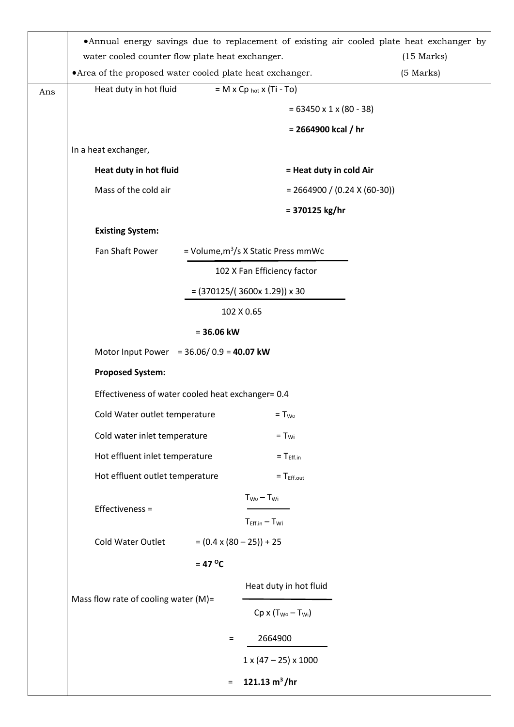- Annual energy savings due to replacement of existing air cooled plate heat exchanger by water cooled counter flow plate heat exchanger. (15 Marks)
- Area of the proposed water cooled plate heat exchanger. (5 Marks)

**Ans**

Heat duty in hot fluid $= M \times Cp_{hot} \times (Ti - To)$

$= 63450 \times 1 \times (80 - 38)$

$=$ **2664900 kcal / hr**

In a heat exchanger,

**Heat duty in hot fluid = Heat duty in cold Air**

Mass of the cold air $= 2664900 / (0.24 \times (60-30))$

$=$ **370125 kg/hr**

**Existing System:**

$$\text{Fan Shaft Power} = \frac{\text{Volume, m}^3\text{/s} \times \text{Static Press mmWc}}{102 \times \text{Fan Efficiency factor}}$$

$$= \frac{(370125/(3600 \times 1.29)) \times 30}{102 \times 0.65}$$

$=$ **36.06 kW**

Motor Input Power $= 36.06/ 0.9 =$ **40.07 kW**

**Proposed System:**

Effectiveness of water cooled heat exchanger= 0.4

Cold Water outlet temperature $= T_{Wo}$

Cold water inlet temperature $= T_{Wi}$

Hot effluent inlet temperature $= T_{Eff.in}$

Hot effluent outlet temperature $= T_{Eff.out}$

$$\text{Effectiveness} = \frac{T_{Wo} - T_{Wi}}{T_{Eff.in} - T_{Wi}}$$

Cold Water Outlet $= (0.4 \times (80 - 25)) + 25$

$=$ **47 $^{o}$C**

$$\text{Mass flow rate of cooling water (M)} = \frac{\text{Heat duty in hot fluid}}{Cp \times (T_{Wo} - T_{Wi})}$$

$$= \frac{2664900}{1 \times (47 - 25) \times 1000}$$

$=$ **121.13 m$^3$/hr**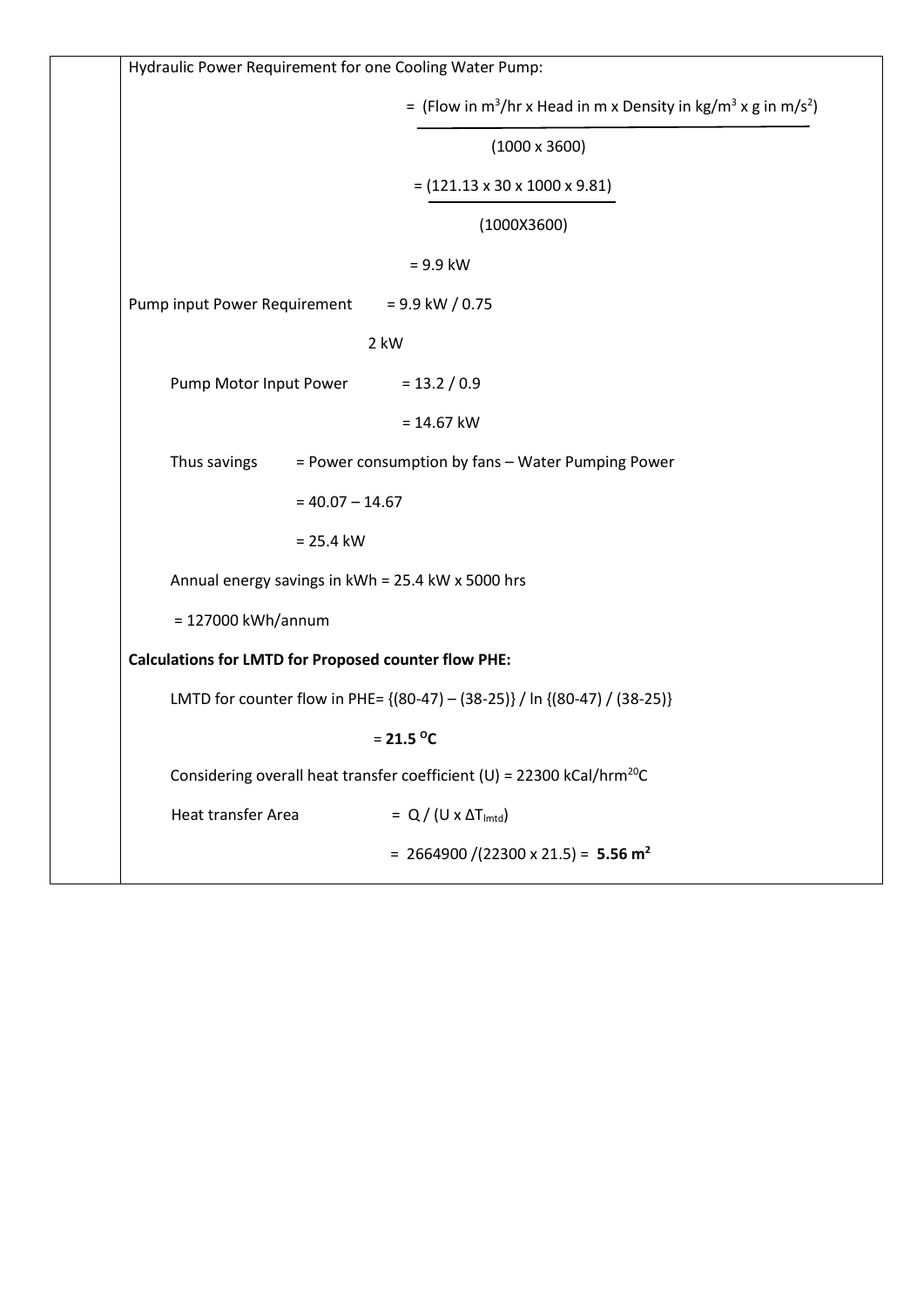Hydraulic Power Requirement for one Cooling Water Pump:

$$= \frac{(\text{Flow in } m^3/hr \times \text{Head in m} \times \text{Density in } kg/m^3 \times g \text{ in } m/s^2)}{(1000 \times 3600)}$$

$$= \frac{(121.13 \times 30 \times 1000 \times 9.81)}{(1000X3600)}$$

$$= 9.9 \text{ kW}$$

Pump input Power Requirement = 9.9 kW / 0.75

2 kW

Pump Motor Input Power = 13.2 / 0.9

= 14.67 kW

Thus savings = Power consumption by fans – Water Pumping Power

= 40.07 – 14.67

= 25.4 kW

Annual energy savings in kWh = 25.4 kW x 5000 hrs

= 127000 kWh/annum

**Calculations for LMTD for Proposed counter flow PHE:**

LMTD for counter flow in PHE= {(80-47) – (38-25)} / ln {(80-47) / (38-25)}

= **21.5 $^{o}$C**

Considering overall heat transfer coefficient (U) = 22300 kCal/hrm$^{2o}$C

Heat transfer Area = $Q / (U \times \Delta T_{lmtd})$

= 2664900 /(22300 x 21.5) = **5.56 m$^2$**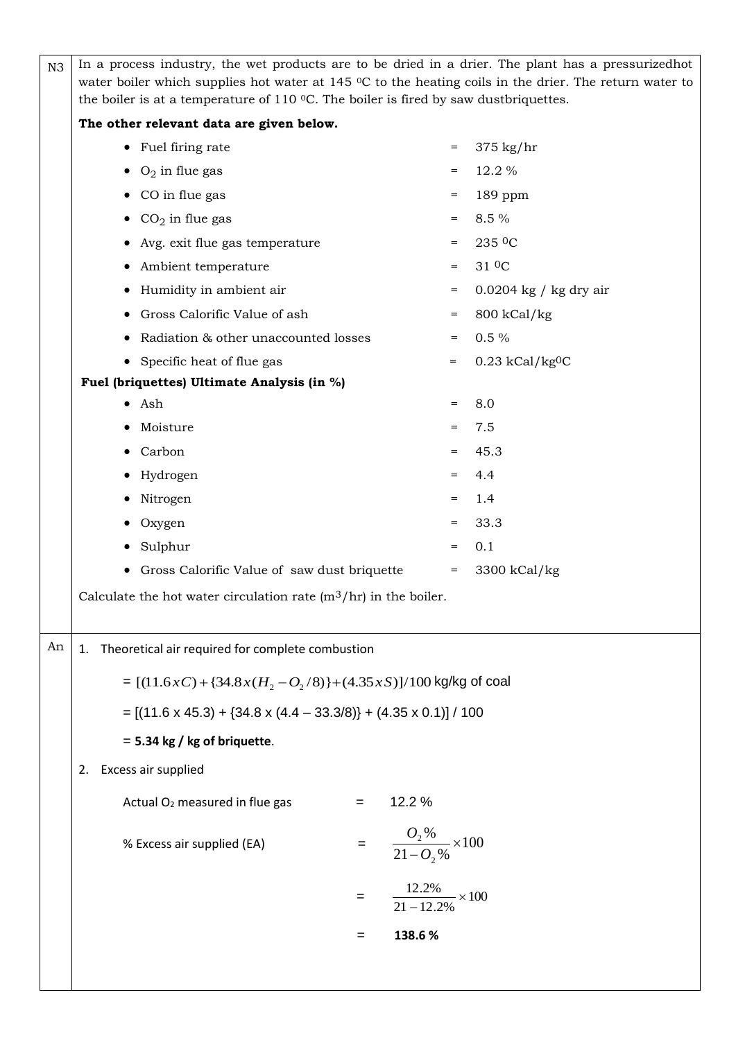**N3**

In a process industry, the wet products are to be dried in a drier. The plant has a pressurizedhot water boiler which supplies hot water at 145 $^0$C to the heating coils in the drier. The return water to the boiler is at a temperature of 110 $^0$C. The boiler is fired by saw dustbriquettes.

**The other relevant data are given below.**

- Fuel firing rate = 375 kg/hr
- $O_2$ in flue gas = 12.2 %
- CO in flue gas = 189 ppm
- $CO_2$ in flue gas = 8.5 %
- Avg. exit flue gas temperature = 235 $^0$C
- Ambient temperature = 31 $^0$C
- Humidity in ambient air = 0.0204 kg / kg dry air
- Gross Calorific Value of ash = 800 kCal/kg
- Radiation & other unaccounted losses = 0.5 %
- Specific heat of flue gas = 0.23 kCal/kg$^0$C

**Fuel (briquettes) Ultimate Analysis (in %)**

- Ash = 8.0
- Moisture = 7.5
- Carbon = 45.3
- Hydrogen = 4.4
- Nitrogen = 1.4
- Oxygen = 33.3
- Sulphur = 0.1
- Gross Calorific Value of saw dust briquette = 3300 kCal/kg

Calculate the hot water circulation rate (m$^3$/hr) in the boiler.

**An**

1. Theoretical air required for complete combustion

   $= [(11.6 x C) + \{34.8 x (H_2 - O_2/8)\} + (4.35 x S)]/100$ kg/kg of coal

   = [(11.6 x 45.3) + {34.8 x (4.4 – 33.3/8)} + (4.35 x 0.1)] / 100

   = **5.34 kg / kg of briquette**.

2. Excess air supplied

   Actual $O_2$ measured in flue gas = 12.2 %

   % Excess air supplied (EA) = $\dfrac{O_2\%}{21 - O_2\%} \times 100$

   $= \dfrac{12.2\%}{21 - 12.2\%} \times 100$

   = **138.6 %**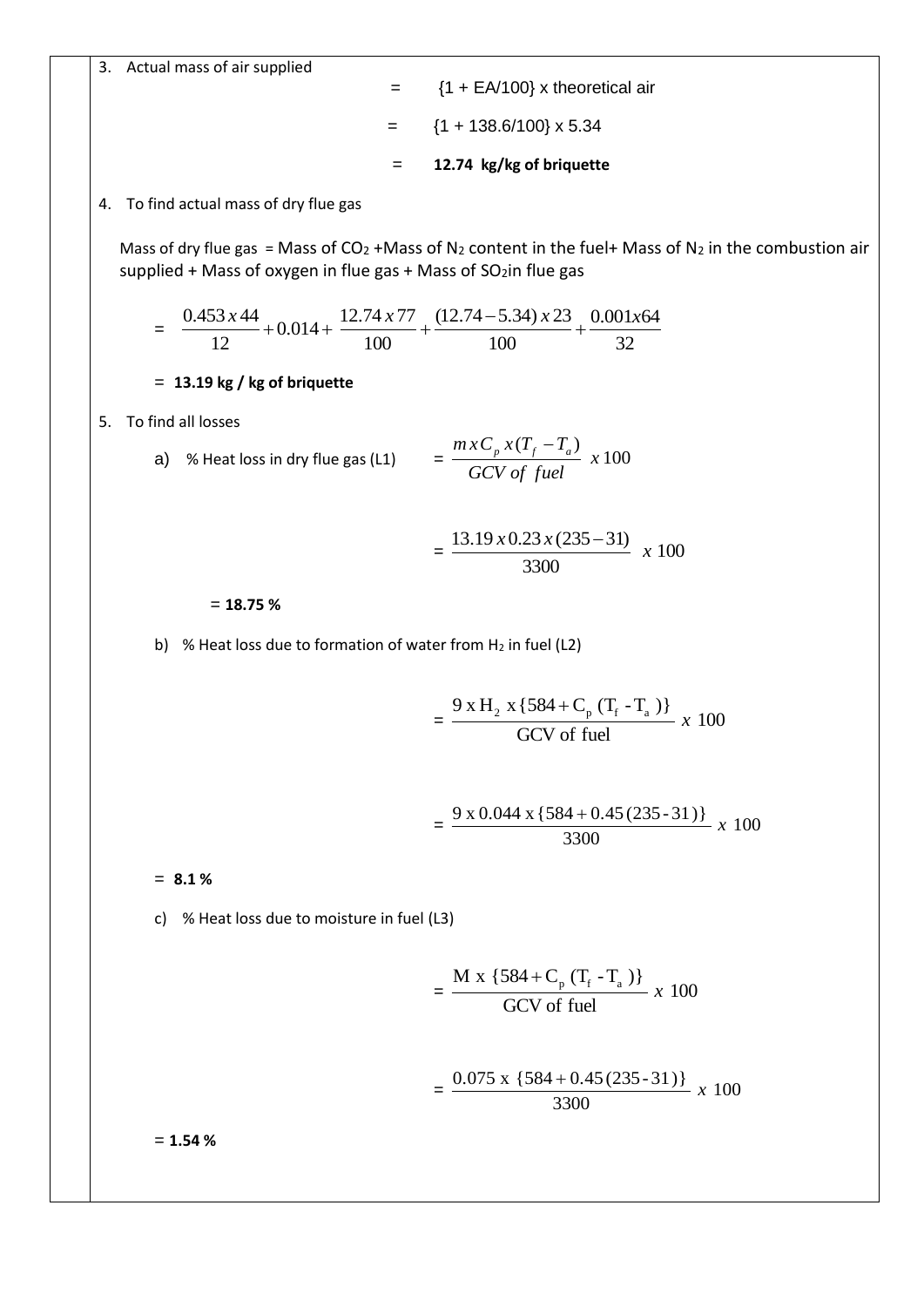3. Actual mass of air supplied

$$= \{1 + EA/100\} \times \text{theoretical air}$$

$$= \{1 + 138.6/100\} \times 5.34$$

$$= \textbf{12.74 kg/kg of briquette}$$

4. To find actual mass of dry flue gas

Mass of dry flue gas = Mass of $CO_2$ + Mass of $N_2$ content in the fuel + Mass of $N_2$ in the combustion air supplied + Mass of oxygen in flue gas + Mass of $SO_2$ in flue gas

$$= \frac{0.453 \times 44}{12} + 0.014 + \frac{12.74 \times 77}{100} + \frac{(12.74 - 5.34) \times 23}{100} + \frac{0.001 \times 64}{32}$$

= **13.19 kg / kg of briquette**

5. To find all losses

a) % Heat loss in dry flue gas (L1)

$$= \frac{m \times C_p \times (T_f - T_a)}{GCV\ of\ fuel} \times 100$$

$$= \frac{13.19 \times 0.23 \times (235 - 31)}{3300} \times 100$$

= **18.75 %**

b) % Heat loss due to formation of water from $H_2$ in fuel (L2)

$$= \frac{9 \times H_2 \times \{584 + C_p\,(T_f - T_a)\}}{\text{GCV of fuel}} \times 100$$

$$= \frac{9 \times 0.044 \times \{584 + 0.45\,(235 - 31)\}}{3300} \times 100$$

= **8.1 %**

c) % Heat loss due to moisture in fuel (L3)

$$= \frac{M \times \{584 + C_p\,(T_f - T_a)\}}{\text{GCV of fuel}} \times 100$$

$$= \frac{0.075 \times \{584 + 0.45\,(235 - 31)\}}{3300} \times 100$$

= **1.54 %**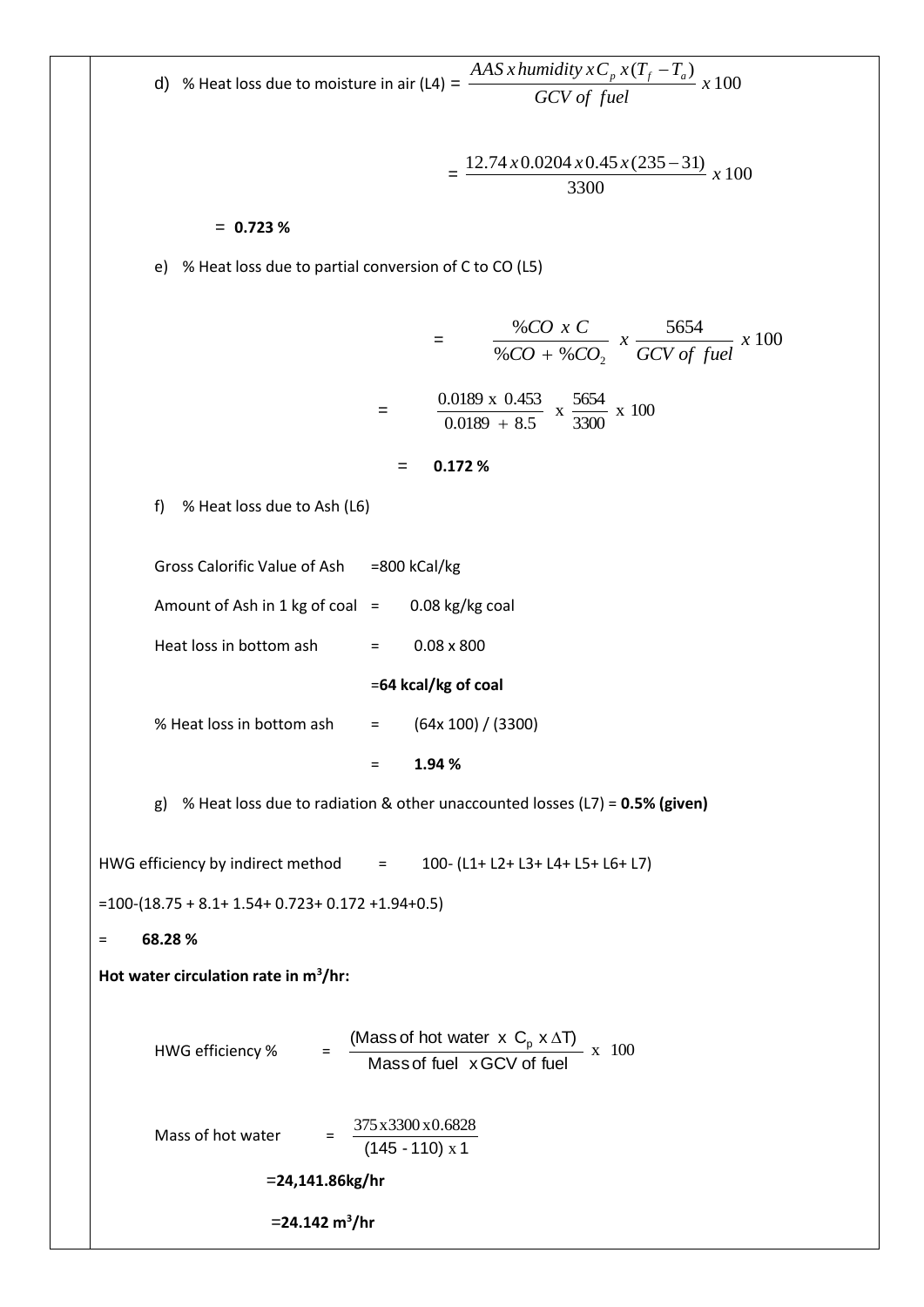d) % Heat loss due to moisture in air (L4) = $\dfrac{AAS \, x \, humidity \, x \, C_p \, x (T_f - T_a)}{GCV \; of \; fuel} \, x \, 100$

$$= \frac{12.74 \, x \, 0.0204 \, x \, 0.45 \, x \, (235-31)}{3300} \, x \, 100$$

= **0.723 %**

e) % Heat loss due to partial conversion of C to CO (L5)

$$= \frac{\%CO \;\; x \;\; C}{\%CO \; + \; \%CO_2} \;\; x \; \frac{5654}{GCV \; of \; fuel} \; x \; 100$$

$$= \frac{0.0189 \;\text{x}\; 0.453}{0.0189 \; + \; 8.5} \;\; \text{x} \; \frac{5654}{3300} \; \text{x} \; 100$$

= **0.172 %**

f) % Heat loss due to Ash (L6)

Gross Calorific Value of Ash =800 kCal/kg

Amount of Ash in 1 kg of coal = 0.08 kg/kg coal

Heat loss in bottom ash = 0.08 x 800

=**64 kcal/kg of coal**

% Heat loss in bottom ash = (64x 100) / (3300)

= **1.94 %**

g) % Heat loss due to radiation & other unaccounted losses (L7) = **0.5% (given)**

HWG efficiency by indirect method = 100- (L1+ L2+ L3+ L4+ L5+ L6+ L7)

=100-(18.75 + 8.1+ 1.54+ 0.723+ 0.172 +1.94+0.5)

= **68.28 %**

**Hot water circulation rate in $m^3$/hr:**

HWG efficiency % = $\dfrac{(\text{Mass of hot water x } C_p \text{ x } \Delta T)}{\text{Mass of fuel x GCV of fuel}} \; \text{x} \; 100$

Mass of hot water = $\dfrac{375 \, \text{x} \, 3300 \, \text{x} \, 0.6828}{(145 - 110) \; \text{x} \; 1}$

=**24,141.86kg/hr**

=**24.142 $m^3$/hr**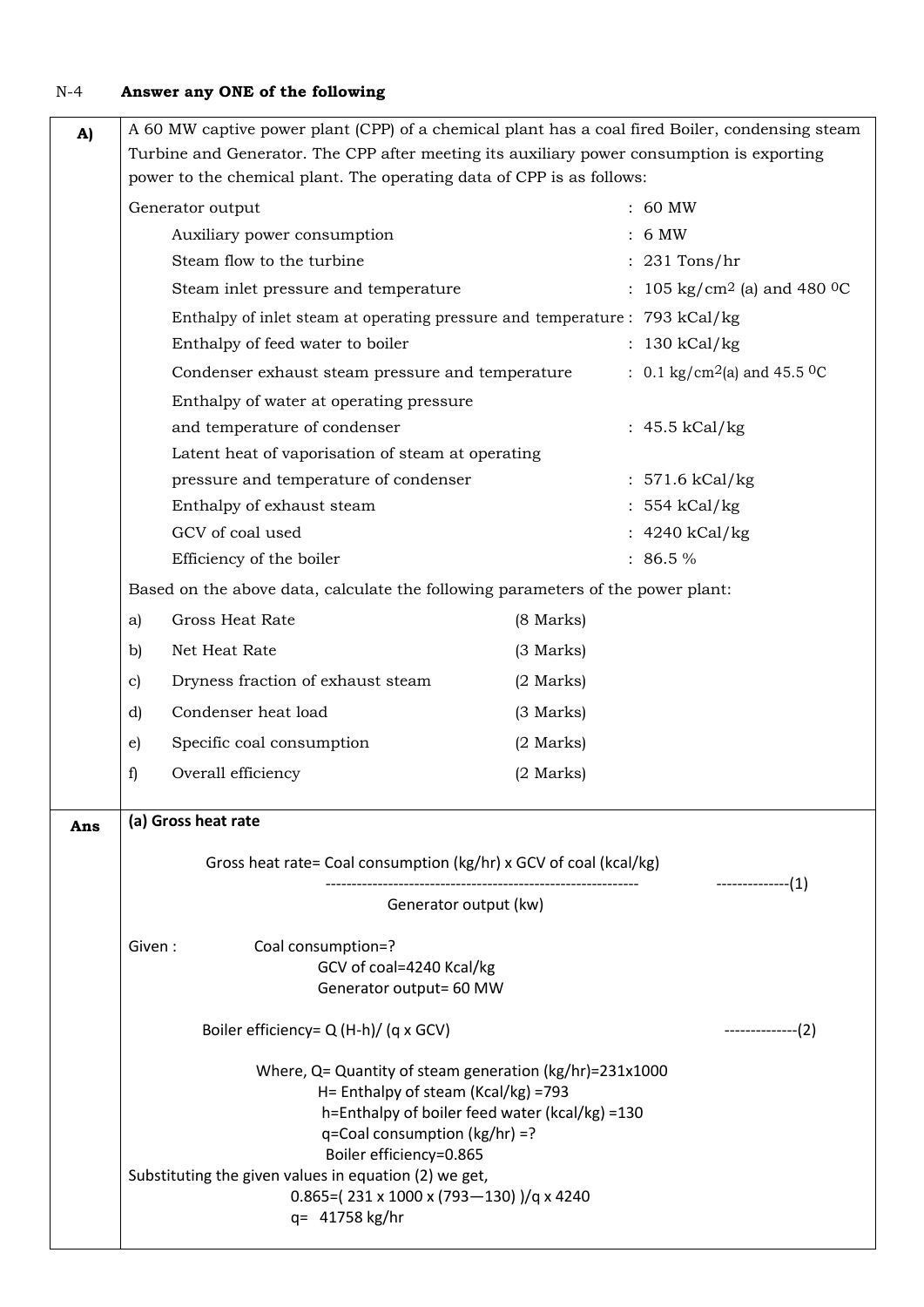N-4 **Answer any ONE of the following**

**A)** A 60 MW captive power plant (CPP) of a chemical plant has a coal fired Boiler, condensing steam Turbine and Generator. The CPP after meeting its auxiliary power consumption is exporting power to the chemical plant. The operating data of CPP is as follows:

| | |
|---|---|
| Generator output | : 60 MW |
| Auxiliary power consumption | : 6 MW |
| Steam flow to the turbine | : 231 Tons/hr |
| Steam inlet pressure and temperature | : 105 kg/cm$^2$ (a) and 480 $^0$C |
| Enthalpy of inlet steam at operating pressure and temperature | : 793 kCal/kg |
| Enthalpy of feed water to boiler | : 130 kCal/kg |
| Condenser exhaust steam pressure and temperature | : 0.1 kg/cm$^2$(a) and 45.5 $^0$C |
| Enthalpy of water at operating pressure and temperature of condenser | : 45.5 kCal/kg |
| Latent heat of vaporisation of steam at operating pressure and temperature of condenser | : 571.6 kCal/kg |
| Enthalpy of exhaust steam | : 554 kCal/kg |
| GCV of coal used | : 4240 kCal/kg |
| Efficiency of the boiler | : 86.5 % |

Based on the above data, calculate the following parameters of the power plant:

| | | |
|---|---|---|
| a) | Gross Heat Rate | (8 Marks) |
| b) | Net Heat Rate | (3 Marks) |
| c) | Dryness fraction of exhaust steam | (2 Marks) |
| d) | Condenser heat load | (3 Marks) |
| e) | Specific coal consumption | (2 Marks) |
| f) | Overall efficiency | (2 Marks) |

**Ans**

**(a) Gross heat rate**

$$\text{Gross heat rate} = \frac{\text{Coal consumption (kg/hr) x GCV of coal (kcal/kg)}}{\text{Generator output (kw)}} \quad \text{-------------(1)}$$

Given : Coal consumption=?
GCV of coal=4240 Kcal/kg
Generator output= 60 MW

Boiler efficiency= Q (H-h)/ (q x GCV) --------------(2)

Where, Q= Quantity of steam generation (kg/hr)=231x1000
H= Enthalpy of steam (Kcal/kg) =793
h=Enthalpy of boiler feed water (kcal/kg) =130
q=Coal consumption (kg/hr) =?
Boiler efficiency=0.865

Substituting the given values in equation (2) we get,

0.865=( 231 x 1000 x (793—130) )/q x 4240

q= 41758 kg/hr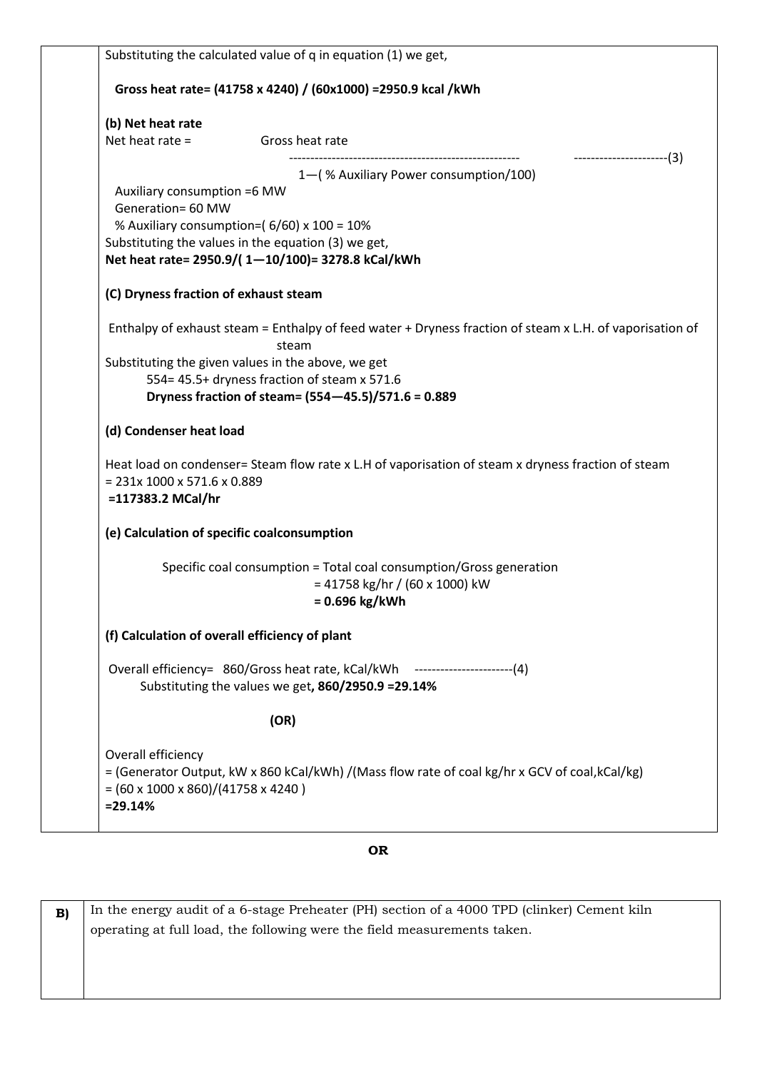Substituting the calculated value of q in equation (1) we get,

**Gross heat rate= (41758 x 4240) / (60x1000) =2950.9 kcal /kWh**

**(b) Net heat rate**

$$\text{Net heat rate} = \frac{\text{Gross heat rate}}{1-(\text{ \% Auxiliary Power consumption}/100)} \quad \text{----------------------(3)}$$

Auxiliary consumption =6 MW

Generation= 60 MW

% Auxiliary consumption=( 6/60) x 100 = 10%

Substituting the values in the equation (3) we get,

**Net heat rate= 2950.9/( 1—10/100)= 3278.8 kCal/kWh**

**(C) Dryness fraction of exhaust steam**

Enthalpy of exhaust steam = Enthalpy of feed water + Dryness fraction of steam x L.H. of vaporisation of steam

Substituting the given values in the above, we get

554= 45.5+ dryness fraction of steam x 571.6

**Dryness fraction of steam= (554—45.5)/571.6 = 0.889**

**(d) Condenser heat load**

Heat load on condenser= Steam flow rate x L.H of vaporisation of steam x dryness fraction of steam
= 231x 1000 x 571.6 x 0.889
**=117383.2 MCal/hr**

**(e) Calculation of specific coalconsumption**

Specific coal consumption = Total coal consumption/Gross generation
= 41758 kg/hr / (60 x 1000) kW
**= 0.696 kg/kWh**

**(f) Calculation of overall efficiency of plant**

Overall efficiency= 860/Gross heat rate, kCal/kWh -----------------------(4)

Substituting the values we get**, 860/2950.9 =29.14%**

**(OR)**

Overall efficiency
= (Generator Output, kW x 860 kCal/kWh) /(Mass flow rate of coal kg/hr x GCV of coal,kCal/kg)
= (60 x 1000 x 860)/(41758 x 4240 )
**=29.14%**

**OR**

**B)** In the energy audit of a 6-stage Preheater (PH) section of a 4000 TPD (clinker) Cement kiln operating at full load, the following were the field measurements taken.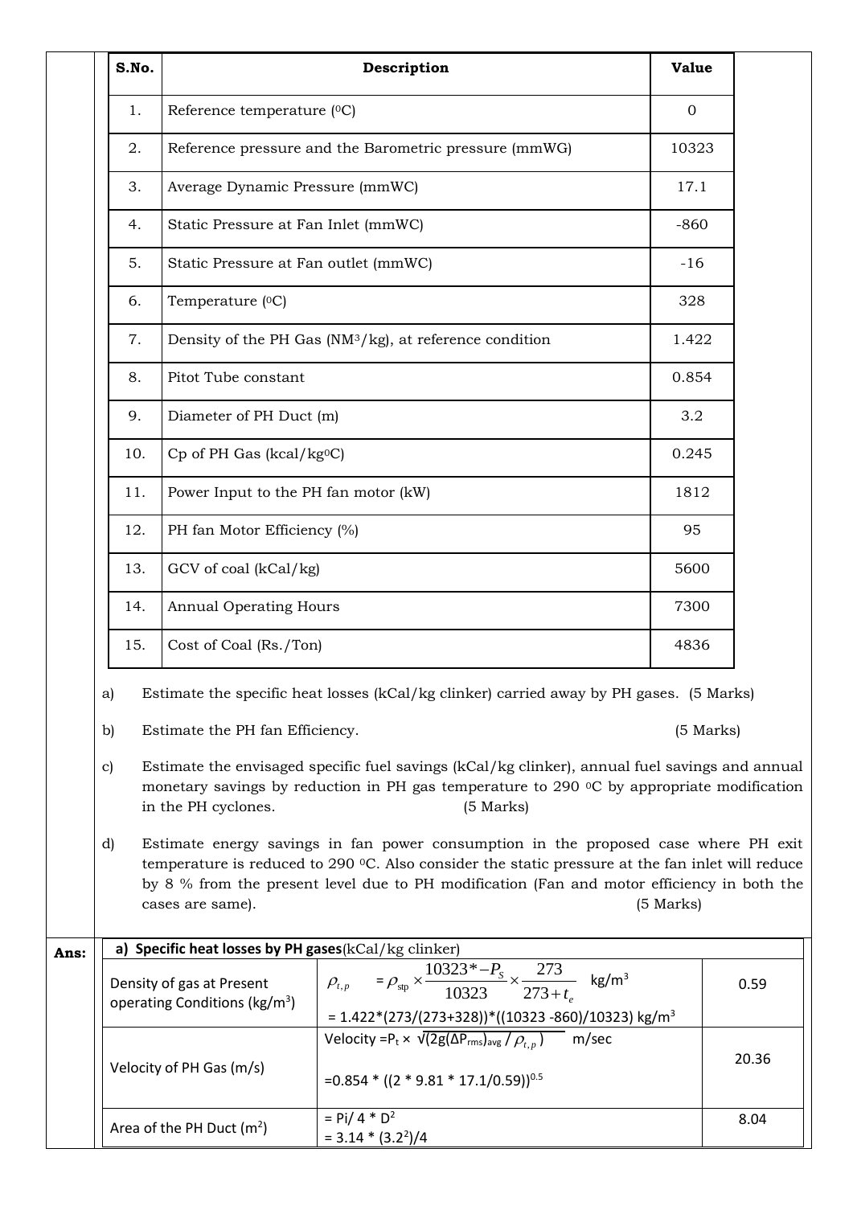| S.No. | Description | Value |
|---|---|---|
| 1. | Reference temperature ($^0$C) | 0 |
| 2. | Reference pressure and the Barometric pressure (mmWG) | 10323 |
| 3. | Average Dynamic Pressure (mmWC) | 17.1 |
| 4. | Static Pressure at Fan Inlet (mmWC) | -860 |
| 5. | Static Pressure at Fan outlet (mmWC) | -16 |
| 6. | Temperature ($^0$C) | 328 |
| 7. | Density of the PH Gas (NM$^3$/kg), at reference condition | 1.422 |
| 8. | Pitot Tube constant | 0.854 |
| 9. | Diameter of PH Duct (m) | 3.2 |
| 10. | Cp of PH Gas (kcal/kg$^0$C) | 0.245 |
| 11. | Power Input to the PH fan motor (kW) | 1812 |
| 12. | PH fan Motor Efficiency (%) | 95 |
| 13. | GCV of coal (kCal/kg) | 5600 |
| 14. | Annual Operating Hours | 7300 |
| 15. | Cost of Coal (Rs./Ton) | 4836 |

a) Estimate the specific heat losses (kCal/kg clinker) carried away by PH gases. (5 Marks)

b) Estimate the PH fan Efficiency. (5 Marks)

c) Estimate the envisaged specific fuel savings (kCal/kg clinker), annual fuel savings and annual monetary savings by reduction in PH gas temperature to 290 $^0$C by appropriate modification in the PH cyclones. (5 Marks)

d) Estimate energy savings in fan power consumption in the proposed case where PH exit temperature is reduced to 290 $^0$C. Also consider the static pressure at the fan inlet will reduce by 8 % from the present level due to PH modification (Fan and motor efficiency in both the cases are same). (5 Marks)

**Ans:**

| **a) Specific heat losses by PH gases** (kCal/kg clinker) | | |
|---|---|---|
| Density of gas at Present operating Conditions (kg/m$^3$) | $\rho_{t,p} = \rho_{stp} \times \frac{10323 * -P_S}{10323} \times \frac{273}{273+t_e}$ kg/m$^3$ = 1.422*(273/(273+328))*((10323 -860)/10323) kg/m$^3$ | 0.59 |
| Velocity of PH Gas (m/s) | Velocity = $P_t \times \sqrt{2g(\Delta P_{rms})_{avg} / \rho_{t,p}}$ m/sec =0.854 * ((2 * 9.81 * 17.1/0.59))$^{0.5}$ | 20.36 |
| Area of the PH Duct (m$^2$) | = Pi/ 4 * D$^2$ = 3.14 * (3.2$^2$)/4 | 8.04 |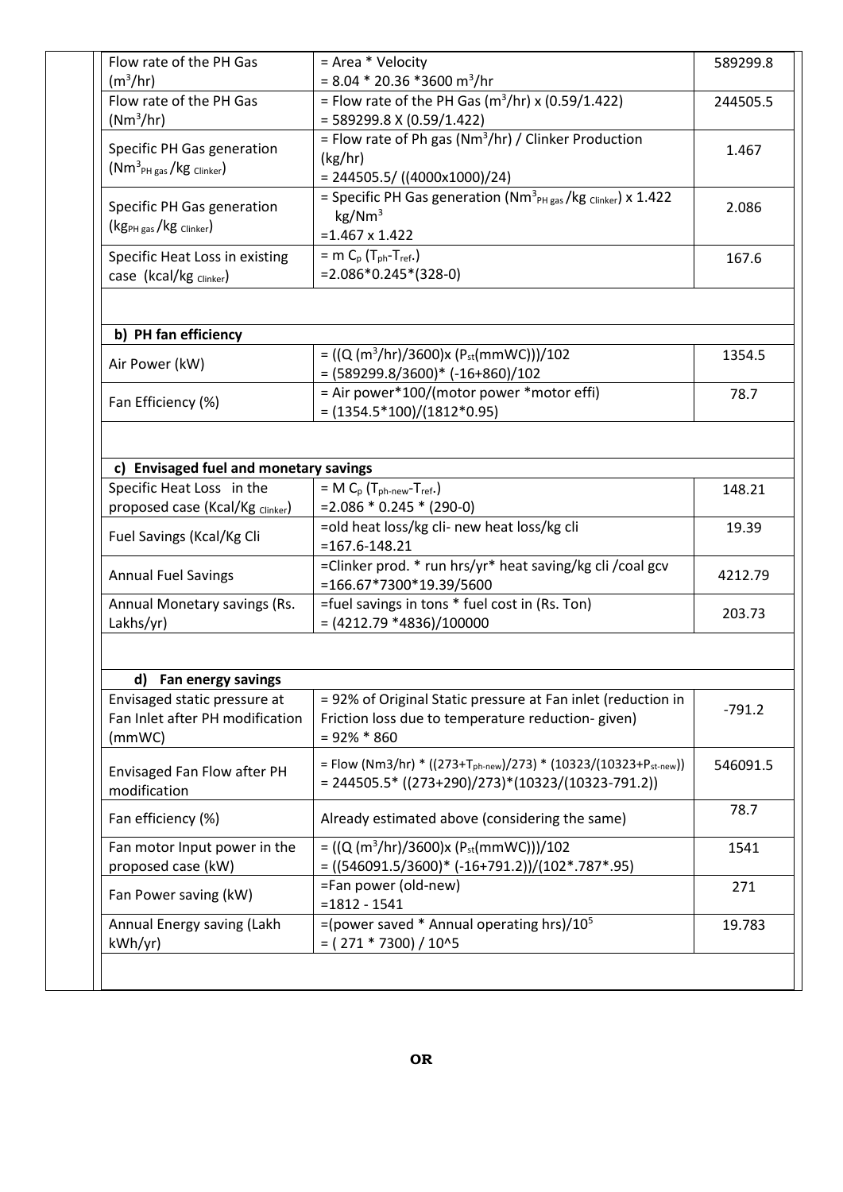| | | |
|---|---|---|
| Flow rate of the PH Gas ($m^3$/hr) | = Area * Velocity<br>= 8.04 * 20.36 *3600 $m^3$/hr | 589299.8 |
| Flow rate of the PH Gas ($Nm^3$/hr) | = Flow rate of the PH Gas ($m^3$/hr) x (0.59/1.422)<br>= 589299.8 X (0.59/1.422) | 244505.5 |
| Specific PH Gas generation ($Nm^3_{PH\ gas}$/$kg_{Clinker}$) | = Flow rate of Ph gas ($Nm^3$/hr) / Clinker Production (kg/hr)<br>= 244505.5/ ((4000x1000)/24) | 1.467 |
| Specific PH Gas generation ($kg_{PH\ gas}$/$kg_{Clinker}$) | = Specific PH Gas generation ($Nm^3_{PH\ gas}$/$kg_{Clinker}$) x 1.422 kg/$Nm^3$<br>=1.467 x 1.422 | 2.086 |
| Specific Heat Loss in existing case (kcal/$kg_{Clinker}$) | = m $C_p$ ($T_{ph}$-$T_{ref}$.)<br>=2.086*0.245*(328-0) | 167.6 |
| | | |
| **b) PH fan efficiency** | | |
| Air Power (kW) | = ((Q ($m^3$/hr)/3600)x ($P_{st}$(mmWC)))/102<br>= (589299.8/3600)* (-16+860)/102 | 1354.5 |
| Fan Efficiency (%) | = Air power*100/(motor power *motor effi)<br>= (1354.5*100)/(1812*0.95) | 78.7 |
| | | |
| **c) Envisaged fuel and monetary savings** | | |
| Specific Heat Loss in the proposed case (Kcal/$Kg_{Clinker}$) | = M $C_p$ ($T_{ph-new}$-$T_{ref}$.)<br>=2.086 * 0.245 * (290-0) | 148.21 |
| Fuel Savings (Kcal/Kg Cli | =old heat loss/kg cli- new heat loss/kg cli<br>=167.6-148.21 | 19.39 |
| Annual Fuel Savings | =Clinker prod. * run hrs/yr* heat saving/kg cli /coal gcv<br>=166.67*7300*19.39/5600 | 4212.79 |
| Annual Monetary savings (Rs. Lakhs/yr) | =fuel savings in tons * fuel cost in (Rs. Ton)<br>= (4212.79 *4836)/100000 | 203.73 |
| | | |
| **d) Fan energy savings** | | |
| Envisaged static pressure at Fan Inlet after PH modification (mmWC) | = 92% of Original Static pressure at Fan inlet (reduction in Friction loss due to temperature reduction- given)<br>= 92% * 860 | -791.2 |
| Envisaged Fan Flow after PH modification | = Flow (Nm3/hr) * ((273+$T_{ph-new}$)/273) * (10323/(10323+$P_{st-new}$))<br>= 244505.5* ((273+290)/273)*(10323/(10323-791.2)) | 546091.5 |
| Fan efficiency (%) | Already estimated above (considering the same) | 78.7 |
| Fan motor Input power in the proposed case (kW) | = ((Q ($m^3$/hr)/3600)x ($P_{st}$(mmWC)))/102<br>= ((546091.5/3600)* (-16+791.2))/(102*.787*.95) | 1541 |
| Fan Power saving (kW) | =Fan power (old-new)<br>=1812 - 1541 | 271 |
| Annual Energy saving (Lakh kWh/yr) | =(power saved * Annual operating hrs)/$10^5$<br>= ( 271 * 7300) / 10^5 | 19.783 |

**OR**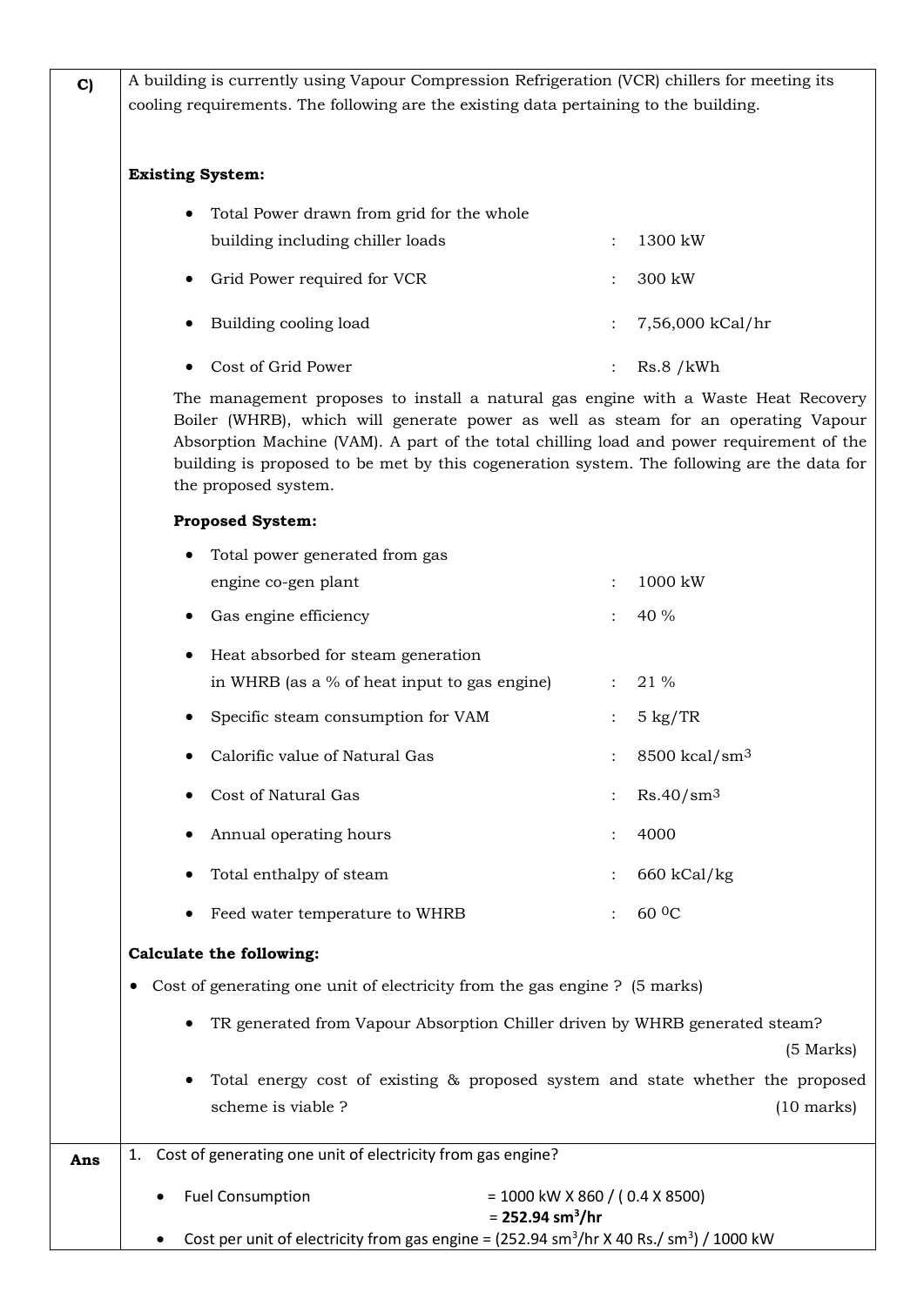**C)** A building is currently using Vapour Compression Refrigeration (VCR) chillers for meeting its cooling requirements. The following are the existing data pertaining to the building.

**Existing System:**

- Total Power drawn from grid for the whole building including chiller loads : 1300 kW
- Grid Power required for VCR : 300 kW
- Building cooling load : 7,56,000 kCal/hr
- Cost of Grid Power : Rs.8 /kWh

The management proposes to install a natural gas engine with a Waste Heat Recovery Boiler (WHRB), which will generate power as well as steam for an operating Vapour Absorption Machine (VAM). A part of the total chilling load and power requirement of the building is proposed to be met by this cogeneration system. The following are the data for the proposed system.

**Proposed System:**

- Total power generated from gas engine co-gen plant : 1000 kW
- Gas engine efficiency : 40 %
- Heat absorbed for steam generation in WHRB (as a % of heat input to gas engine) : 21 %
- Specific steam consumption for VAM : 5 kg/TR
- Calorific value of Natural Gas : 8500 kcal/sm$^3$
- Cost of Natural Gas : Rs.40/sm$^3$
- Annual operating hours : 4000
- Total enthalpy of steam : 660 kCal/kg
- Feed water temperature to WHRB : 60 $^0$C

**Calculate the following:**

- Cost of generating one unit of electricity from the gas engine ? (5 marks)
- TR generated from Vapour Absorption Chiller driven by WHRB generated steam? (5 Marks)
- Total energy cost of existing & proposed system and state whether the proposed scheme is viable ? (10 marks)

**Ans**

1. Cost of generating one unit of electricity from gas engine?

- Fuel Consumption = 1000 kW X 860 / ( 0.4 X 8500)
  = **252.94 sm$^3$/hr**
- Cost per unit of electricity from gas engine = (252.94 sm$^3$/hr X 40 Rs./ sm$^3$) / 1000 kW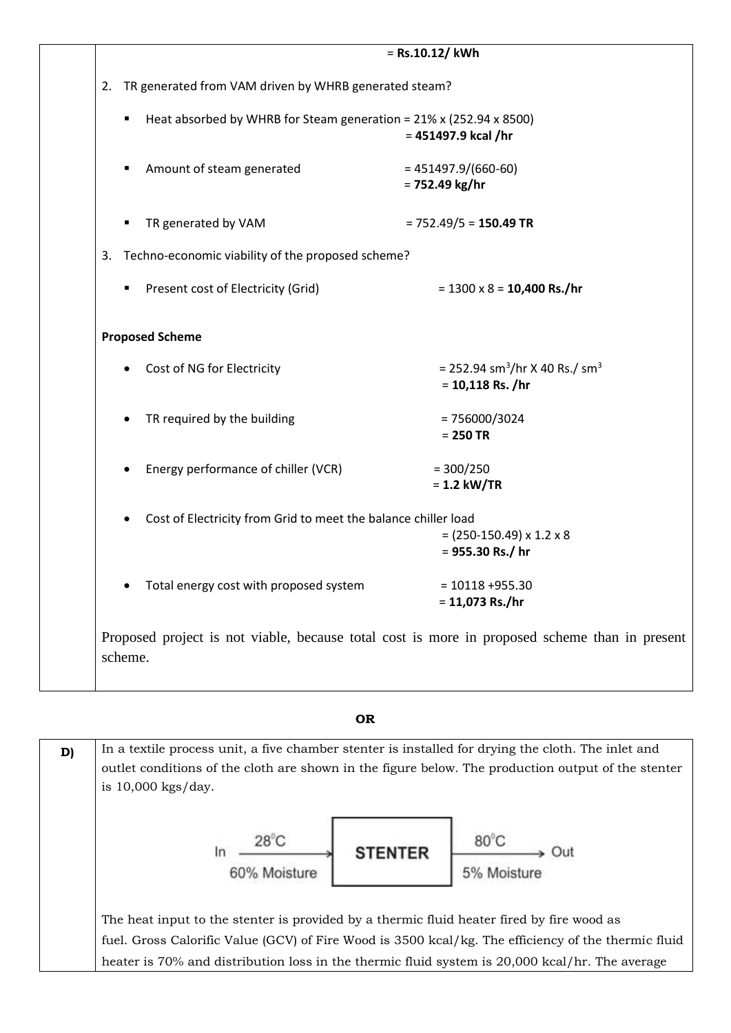= **Rs.10.12/ kWh**

2. TR generated from VAM driven by WHRB generated steam?

   - Heat absorbed by WHRB for Steam generation = 21% x (252.94 x 8500)
     = **451497.9 kcal /hr**
   - Amount of steam generated = 451497.9/(660-60)
     = **752.49 kg/hr**
   - TR generated by VAM = 752.49/5 = **150.49 TR**

3. Techno-economic viability of the proposed scheme?

   - Present cost of Electricity (Grid) = 1300 x 8 = **10,400 Rs./hr**

**Proposed Scheme**

- Cost of NG for Electricity = 252.94 $sm^3$/hr X 40 Rs./ $sm^3$
  = **10,118 Rs. /hr**
- TR required by the building = 756000/3024
  = **250 TR**
- Energy performance of chiller (VCR) = 300/250
  = **1.2 kW/TR**
- Cost of Electricity from Grid to meet the balance chiller load
  = (250-150.49) x 1.2 x 8
  = **955.30 Rs./ hr**
- Total energy cost with proposed system = 10118 +955.30
  = **11,073 Rs./hr**

Proposed project is not viable, because total cost is more in proposed scheme than in present scheme.

**OR**

**D)** In a textile process unit, a five chamber stenter is installed for drying the cloth. The inlet and outlet conditions of the cloth are shown in the figure below. The production output of the stenter is 10,000 kgs/day.

In → 28°C, 60% Moisture → **STENTER** → 80°C, 5% Moisture → Out

The heat input to the stenter is provided by a thermic fluid heater fired by fire wood as fuel. Gross Calorific Value (GCV) of Fire Wood is 3500 kcal/kg. The efficiency of the thermic fluid heater is 70% and distribution loss in the thermic fluid system is 20,000 kcal/hr. The average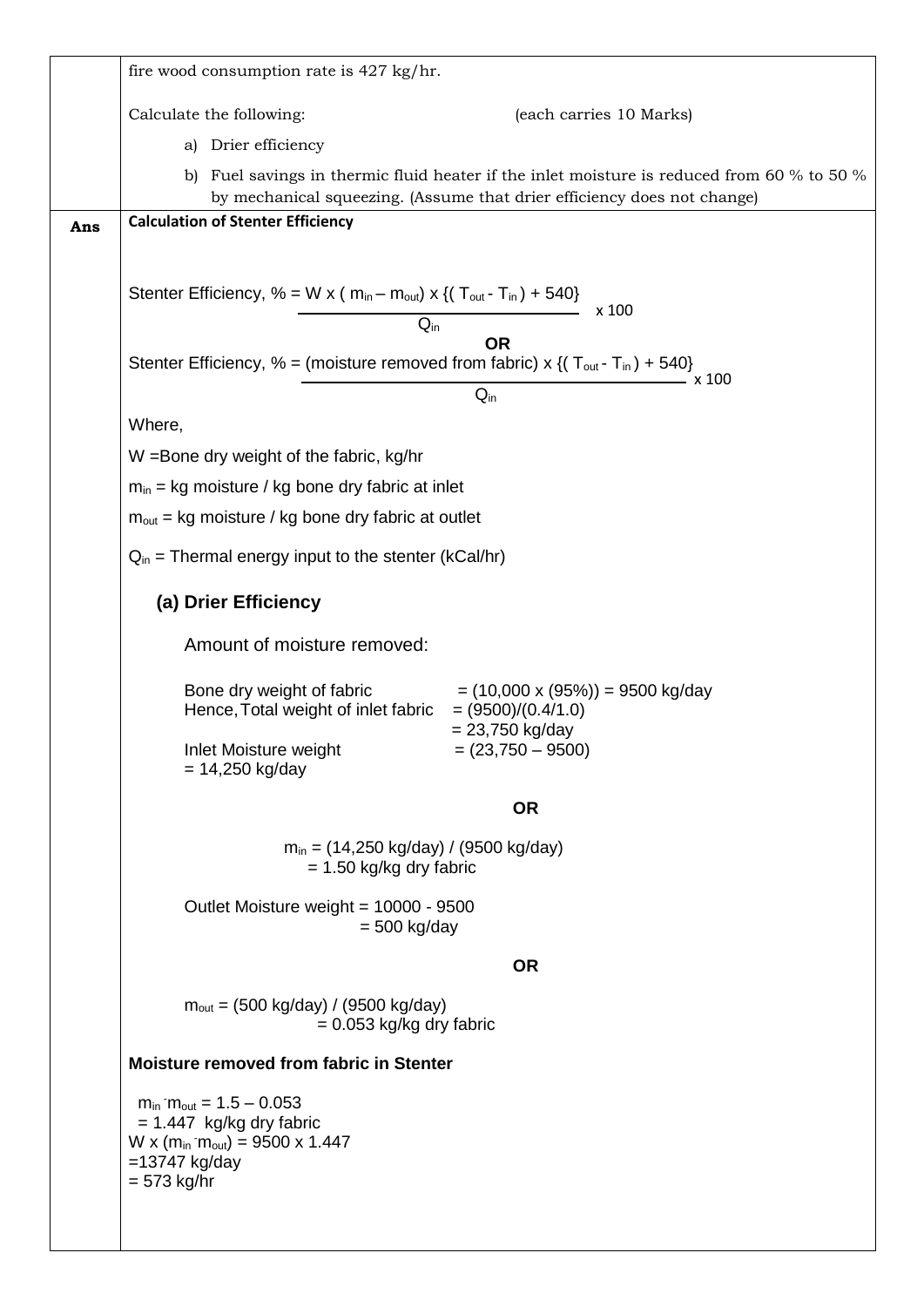fire wood consumption rate is 427 kg/hr.

Calculate the following: (each carries 10 Marks)

a) Drier efficiency

b) Fuel savings in thermic fluid heater if the inlet moisture is reduced from 60 % to 50 % by mechanical squeezing. (Assume that drier efficiency does not change)

**Ans**

**Calculation of Stenter Efficiency**

$$\text{Stenter Efficiency, \%} = \frac{W \times (m_{in} - m_{out}) \times \{(T_{out} - T_{in}) + 540\}}{Q_{in}} \times 100$$

**OR**

$$\text{Stenter Efficiency, \%} = \frac{(\text{moisture removed from fabric}) \times \{(T_{out} - T_{in}) + 540\}}{Q_{in}} \times 100$$

Where,

W =Bone dry weight of the fabric, kg/hr

$m_{in}$ = kg moisture / kg bone dry fabric at inlet

$m_{out}$ = kg moisture / kg bone dry fabric at outlet

$Q_{in}$ = Thermal energy input to the stenter (kCal/hr)

### (a) Drier Efficiency

Amount of moisture removed:

Bone dry weight of fabric = (10,000 x (95%)) = 9500 kg/day

Hence, Total weight of inlet fabric = (9500)/(0.4/1.0) = 23,750 kg/day

Inlet Moisture weight = (23,750 – 9500) = 14,250 kg/day

**OR**

$m_{in}$ = (14,250 kg/day) / (9500 kg/day) = 1.50 kg/kg dry fabric

Outlet Moisture weight = 10000 - 9500 = 500 kg/day

**OR**

$m_{out}$ = (500 kg/day) / (9500 kg/day) = 0.053 kg/kg dry fabric

**Moisture removed from fabric in Stenter**

$m_{in} - m_{out}$ = 1.5 – 0.053 = 1.447 kg/kg dry fabric

$W \times (m_{in} - m_{out})$ = 9500 x 1.447 = 13747 kg/day = 573 kg/hr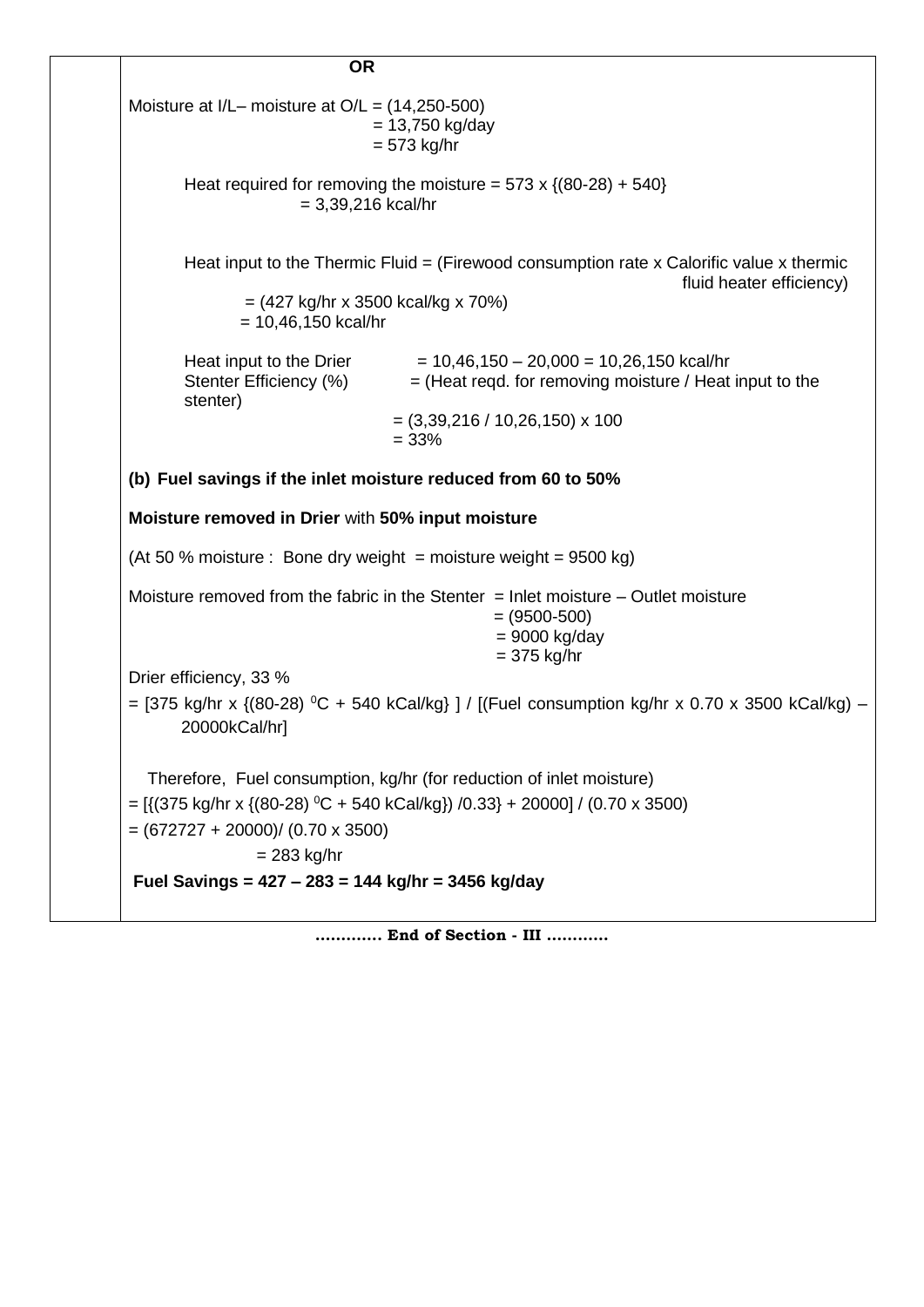**OR**

Moisture at I/L– moisture at O/L = (14,250-500)
= 13,750 kg/day
= 573 kg/hr

Heat required for removing the moisture = 573 x {(80-28) + 540}
= 3,39,216 kcal/hr

Heat input to the Thermic Fluid = (Firewood consumption rate x Calorific value x thermic fluid heater efficiency)
= (427 kg/hr x 3500 kcal/kg x 70%)
= 10,46,150 kcal/hr

Heat input to the Drier = 10,46,150 – 20,000 = 10,26,150 kcal/hr

Stenter Efficiency (%) = (Heat reqd. for removing moisture / Heat input to the stenter)
= (3,39,216 / 10,26,150) x 100
= 33%

**(b) Fuel savings if the inlet moisture reduced from 60 to 50%**

**Moisture removed in Drier** with **50% input moisture**

(At 50 % moisture : Bone dry weight = moisture weight = 9500 kg)

Moisture removed from the fabric in the Stenter = Inlet moisture – Outlet moisture
= (9500-500)
= 9000 kg/day
= 375 kg/hr

Drier efficiency, 33 %

= [375 kg/hr x {(80-28) $^0$C + 540 kCal/kg} ] / [(Fuel consumption kg/hr x 0.70 x 3500 kCal/kg) – 20000kCal/hr]

Therefore, Fuel consumption, kg/hr (for reduction of inlet moisture)

= [{(375 kg/hr x {(80-28) $^0$C + 540 kCal/kg}) /0.33} + 20000] / (0.70 x 3500)

= (672727 + 20000)/ (0.70 x 3500)

= 283 kg/hr

**Fuel Savings = 427 – 283 = 144 kg/hr = 3456 kg/day**

**............ End of Section - III ............**